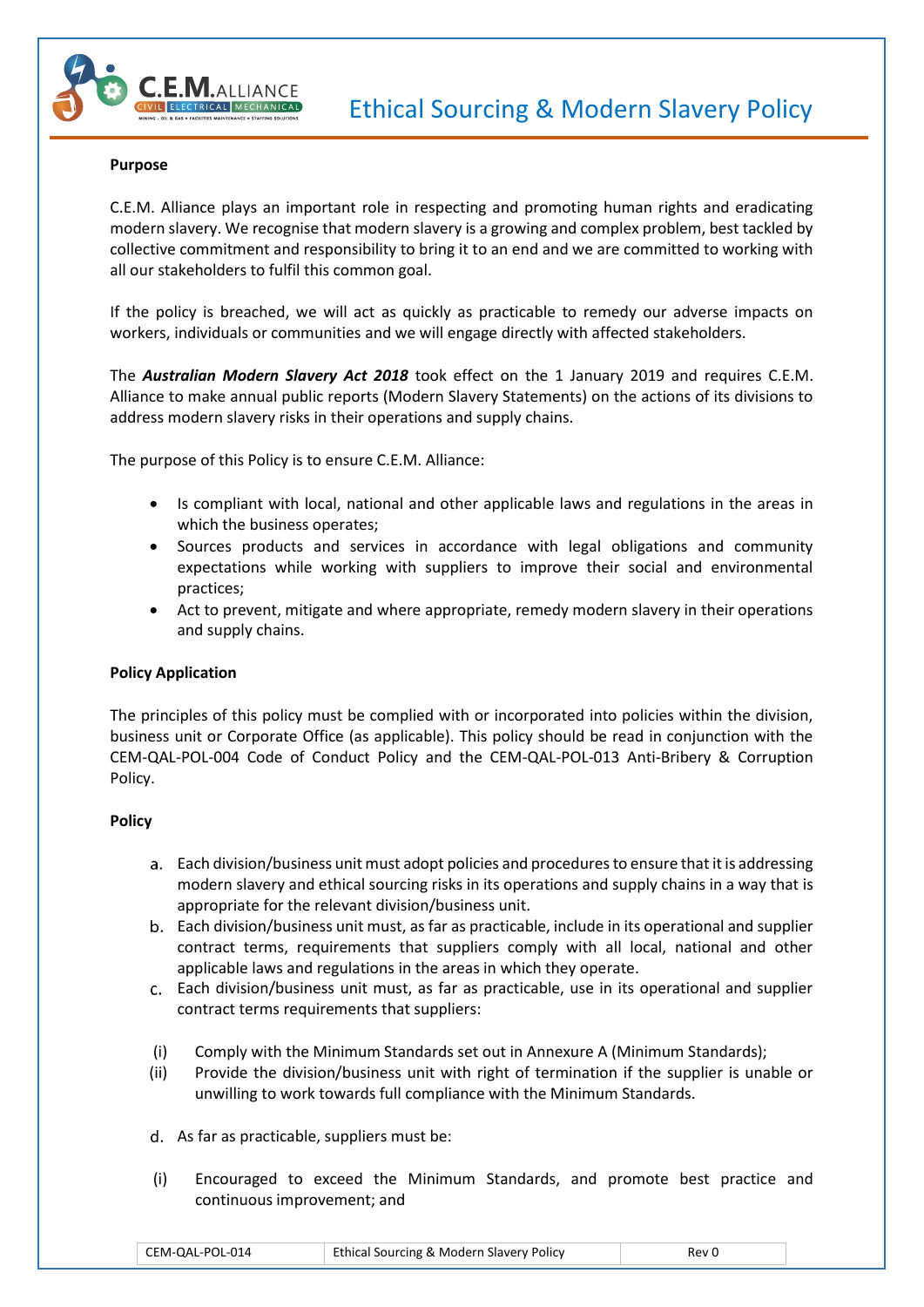# Ethical Sourcing & Modern Slavery Policy

**Purpose**

C.E.M. Alliance plays an important role in respecting and promoting human rights and eradicating modern slavery. We recognise that modern slavery is a growing and complex problem, best tackled by collective commitment and responsibility to bring it to an end and we are committed to working with all our stakeholders to fulfil this common goal.

If the policy is breached, we will act as quickly as practicable to remedy our adverse impacts on workers, individuals or communities and we will engage directly with affected stakeholders.

The ***Australian Modern Slavery Act 2018*** took effect on the 1 January 2019 and requires C.E.M. Alliance to make annual public reports (Modern Slavery Statements) on the actions of its divisions to address modern slavery risks in their operations and supply chains.

The purpose of this Policy is to ensure C.E.M. Alliance:

- Is compliant with local, national and other applicable laws and regulations in the areas in which the business operates;
- Sources products and services in accordance with legal obligations and community expectations while working with suppliers to improve their social and environmental practices;
- Act to prevent, mitigate and where appropriate, remedy modern slavery in their operations and supply chains.

**Policy Application**

The principles of this policy must be complied with or incorporated into policies within the division, business unit or Corporate Office (as applicable). This policy should be read in conjunction with the CEM-QAL-POL-004 Code of Conduct Policy and the CEM-QAL-POL-013 Anti-Bribery & Corruption Policy.

**Policy**

a. Each division/business unit must adopt policies and procedures to ensure that it is addressing modern slavery and ethical sourcing risks in its operations and supply chains in a way that is appropriate for the relevant division/business unit.
b. Each division/business unit must, as far as practicable, include in its operational and supplier contract terms, requirements that suppliers comply with all local, national and other applicable laws and regulations in the areas in which they operate.
c. Each division/business unit must, as far as practicable, use in its operational and supplier contract terms requirements that suppliers:

(i) Comply with the Minimum Standards set out in Annexure A (Minimum Standards);
(ii) Provide the division/business unit with right of termination if the supplier is unable or unwilling to work towards full compliance with the Minimum Standards.

d. As far as practicable, suppliers must be:

(i) Encouraged to exceed the Minimum Standards, and promote best practice and continuous improvement; and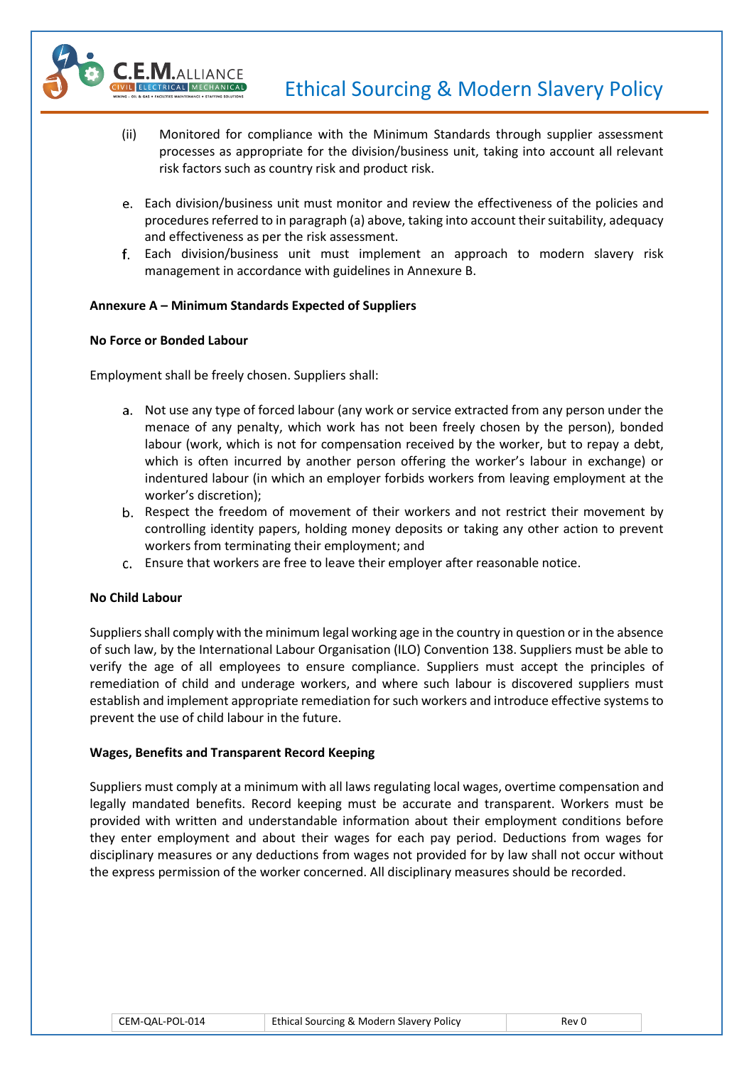(ii) Monitored for compliance with the Minimum Standards through supplier assessment processes as appropriate for the division/business unit, taking into account all relevant risk factors such as country risk and product risk.

e. Each division/business unit must monitor and review the effectiveness of the policies and procedures referred to in paragraph (a) above, taking into account their suitability, adequacy and effectiveness as per the risk assessment.

f. Each division/business unit must implement an approach to modern slavery risk management in accordance with guidelines in Annexure B.

**Annexure A – Minimum Standards Expected of Suppliers**

**No Force or Bonded Labour**

Employment shall be freely chosen. Suppliers shall:

a. Not use any type of forced labour (any work or service extracted from any person under the menace of any penalty, which work has not been freely chosen by the person), bonded labour (work, which is not for compensation received by the worker, but to repay a debt, which is often incurred by another person offering the worker's labour in exchange) or indentured labour (in which an employer forbids workers from leaving employment at the worker's discretion);
b. Respect the freedom of movement of their workers and not restrict their movement by controlling identity papers, holding money deposits or taking any other action to prevent workers from terminating their employment; and
c. Ensure that workers are free to leave their employer after reasonable notice.

**No Child Labour**

Suppliers shall comply with the minimum legal working age in the country in question or in the absence of such law, by the International Labour Organisation (ILO) Convention 138. Suppliers must be able to verify the age of all employees to ensure compliance. Suppliers must accept the principles of remediation of child and underage workers, and where such labour is discovered suppliers must establish and implement appropriate remediation for such workers and introduce effective systems to prevent the use of child labour in the future.

**Wages, Benefits and Transparent Record Keeping**

Suppliers must comply at a minimum with all laws regulating local wages, overtime compensation and legally mandated benefits. Record keeping must be accurate and transparent. Workers must be provided with written and understandable information about their employment conditions before they enter employment and about their wages for each pay period. Deductions from wages for disciplinary measures or any deductions from wages not provided for by law shall not occur without the express permission of the worker concerned. All disciplinary measures should be recorded.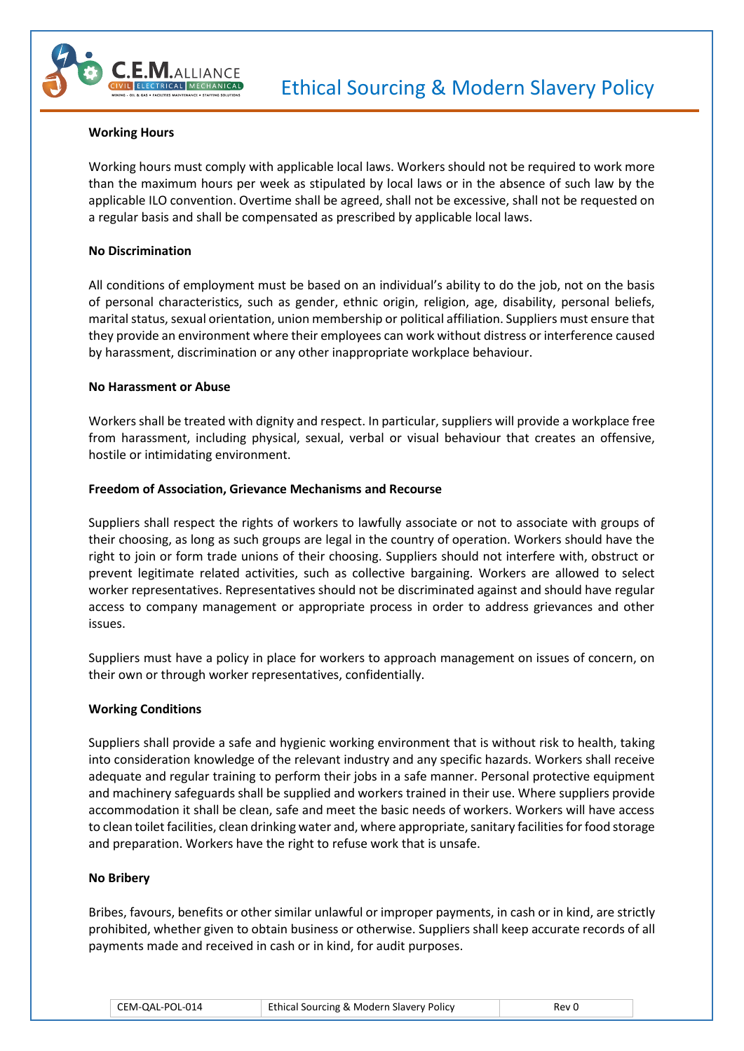**Working Hours**

Working hours must comply with applicable local laws. Workers should not be required to work more than the maximum hours per week as stipulated by local laws or in the absence of such law by the applicable ILO convention. Overtime shall be agreed, shall not be excessive, shall not be requested on a regular basis and shall be compensated as prescribed by applicable local laws.

**No Discrimination**

All conditions of employment must be based on an individual's ability to do the job, not on the basis of personal characteristics, such as gender, ethnic origin, religion, age, disability, personal beliefs, marital status, sexual orientation, union membership or political affiliation. Suppliers must ensure that they provide an environment where their employees can work without distress or interference caused by harassment, discrimination or any other inappropriate workplace behaviour.

**No Harassment or Abuse**

Workers shall be treated with dignity and respect. In particular, suppliers will provide a workplace free from harassment, including physical, sexual, verbal or visual behaviour that creates an offensive, hostile or intimidating environment.

**Freedom of Association, Grievance Mechanisms and Recourse**

Suppliers shall respect the rights of workers to lawfully associate or not to associate with groups of their choosing, as long as such groups are legal in the country of operation. Workers should have the right to join or form trade unions of their choosing. Suppliers should not interfere with, obstruct or prevent legitimate related activities, such as collective bargaining. Workers are allowed to select worker representatives. Representatives should not be discriminated against and should have regular access to company management or appropriate process in order to address grievances and other issues.

Suppliers must have a policy in place for workers to approach management on issues of concern, on their own or through worker representatives, confidentially.

**Working Conditions**

Suppliers shall provide a safe and hygienic working environment that is without risk to health, taking into consideration knowledge of the relevant industry and any specific hazards. Workers shall receive adequate and regular training to perform their jobs in a safe manner. Personal protective equipment and machinery safeguards shall be supplied and workers trained in their use. Where suppliers provide accommodation it shall be clean, safe and meet the basic needs of workers. Workers will have access to clean toilet facilities, clean drinking water and, where appropriate, sanitary facilities for food storage and preparation. Workers have the right to refuse work that is unsafe.

**No Bribery**

Bribes, favours, benefits or other similar unlawful or improper payments, in cash or in kind, are strictly prohibited, whether given to obtain business or otherwise. Suppliers shall keep accurate records of all payments made and received in cash or in kind, for audit purposes.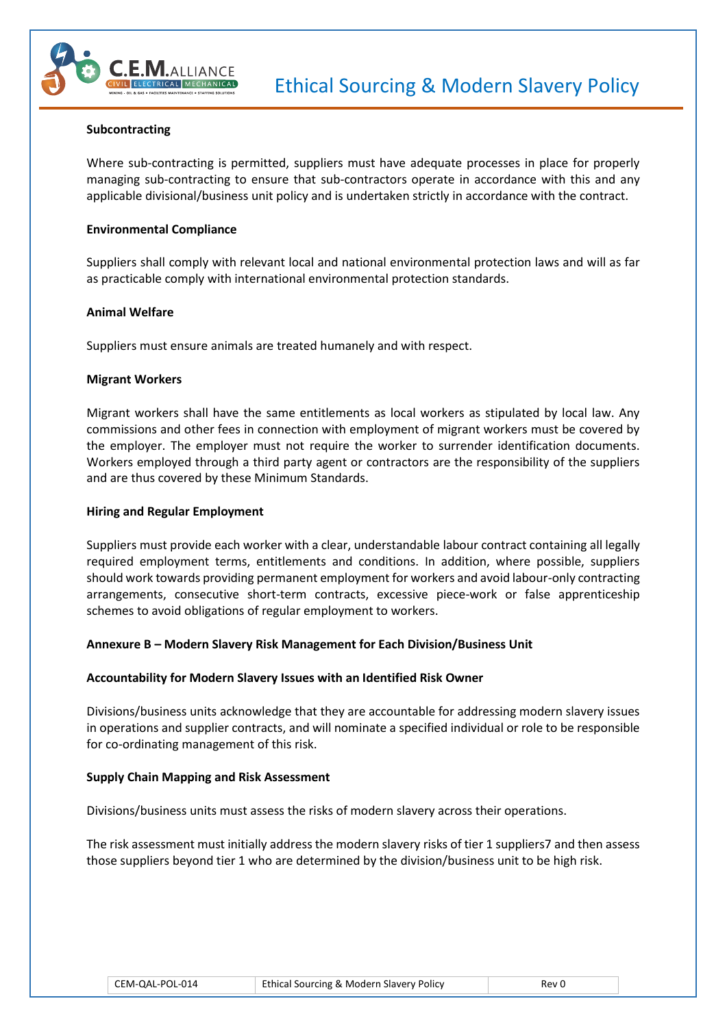**Subcontracting**

Where sub-contracting is permitted, suppliers must have adequate processes in place for properly managing sub-contracting to ensure that sub-contractors operate in accordance with this and any applicable divisional/business unit policy and is undertaken strictly in accordance with the contract.

**Environmental Compliance**

Suppliers shall comply with relevant local and national environmental protection laws and will as far as practicable comply with international environmental protection standards.

**Animal Welfare**

Suppliers must ensure animals are treated humanely and with respect.

**Migrant Workers**

Migrant workers shall have the same entitlements as local workers as stipulated by local law. Any commissions and other fees in connection with employment of migrant workers must be covered by the employer. The employer must not require the worker to surrender identification documents. Workers employed through a third party agent or contractors are the responsibility of the suppliers and are thus covered by these Minimum Standards.

**Hiring and Regular Employment**

Suppliers must provide each worker with a clear, understandable labour contract containing all legally required employment terms, entitlements and conditions. In addition, where possible, suppliers should work towards providing permanent employment for workers and avoid labour-only contracting arrangements, consecutive short-term contracts, excessive piece-work or false apprenticeship schemes to avoid obligations of regular employment to workers.

**Annexure B – Modern Slavery Risk Management for Each Division/Business Unit**

**Accountability for Modern Slavery Issues with an Identified Risk Owner**

Divisions/business units acknowledge that they are accountable for addressing modern slavery issues in operations and supplier contracts, and will nominate a specified individual or role to be responsible for co-ordinating management of this risk.

**Supply Chain Mapping and Risk Assessment**

Divisions/business units must assess the risks of modern slavery across their operations.

The risk assessment must initially address the modern slavery risks of tier 1 suppliers[7] and then assess those suppliers beyond tier 1 who are determined by the division/business unit to be high risk.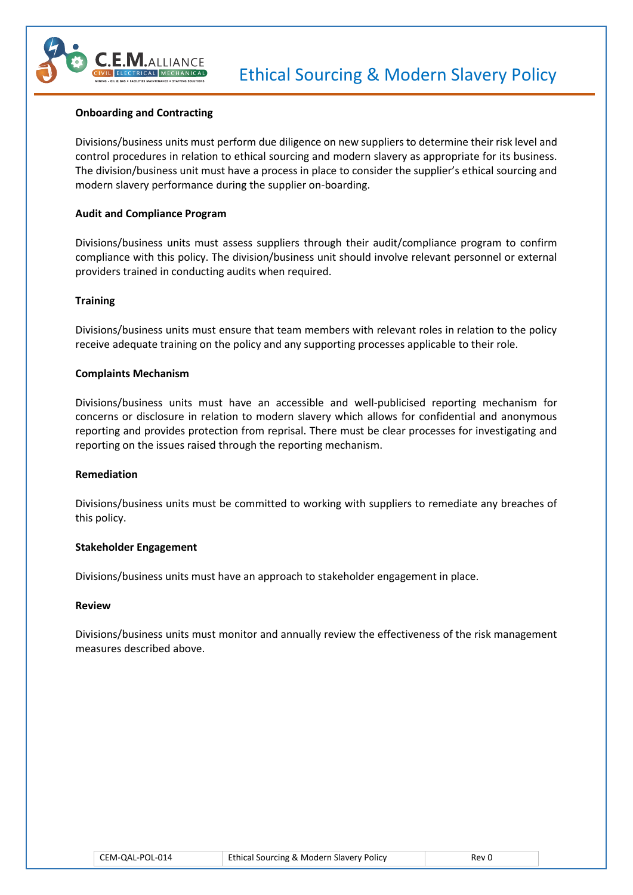**Onboarding and Contracting**

Divisions/business units must perform due diligence on new suppliers to determine their risk level and control procedures in relation to ethical sourcing and modern slavery as appropriate for its business. The division/business unit must have a process in place to consider the supplier's ethical sourcing and modern slavery performance during the supplier on-boarding.

**Audit and Compliance Program**

Divisions/business units must assess suppliers through their audit/compliance program to confirm compliance with this policy. The division/business unit should involve relevant personnel or external providers trained in conducting audits when required.

**Training**

Divisions/business units must ensure that team members with relevant roles in relation to the policy receive adequate training on the policy and any supporting processes applicable to their role.

**Complaints Mechanism**

Divisions/business units must have an accessible and well-publicised reporting mechanism for concerns or disclosure in relation to modern slavery which allows for confidential and anonymous reporting and provides protection from reprisal. There must be clear processes for investigating and reporting on the issues raised through the reporting mechanism.

**Remediation**

Divisions/business units must be committed to working with suppliers to remediate any breaches of this policy.

**Stakeholder Engagement**

Divisions/business units must have an approach to stakeholder engagement in place.

**Review**

Divisions/business units must monitor and annually review the effectiveness of the risk management measures described above.